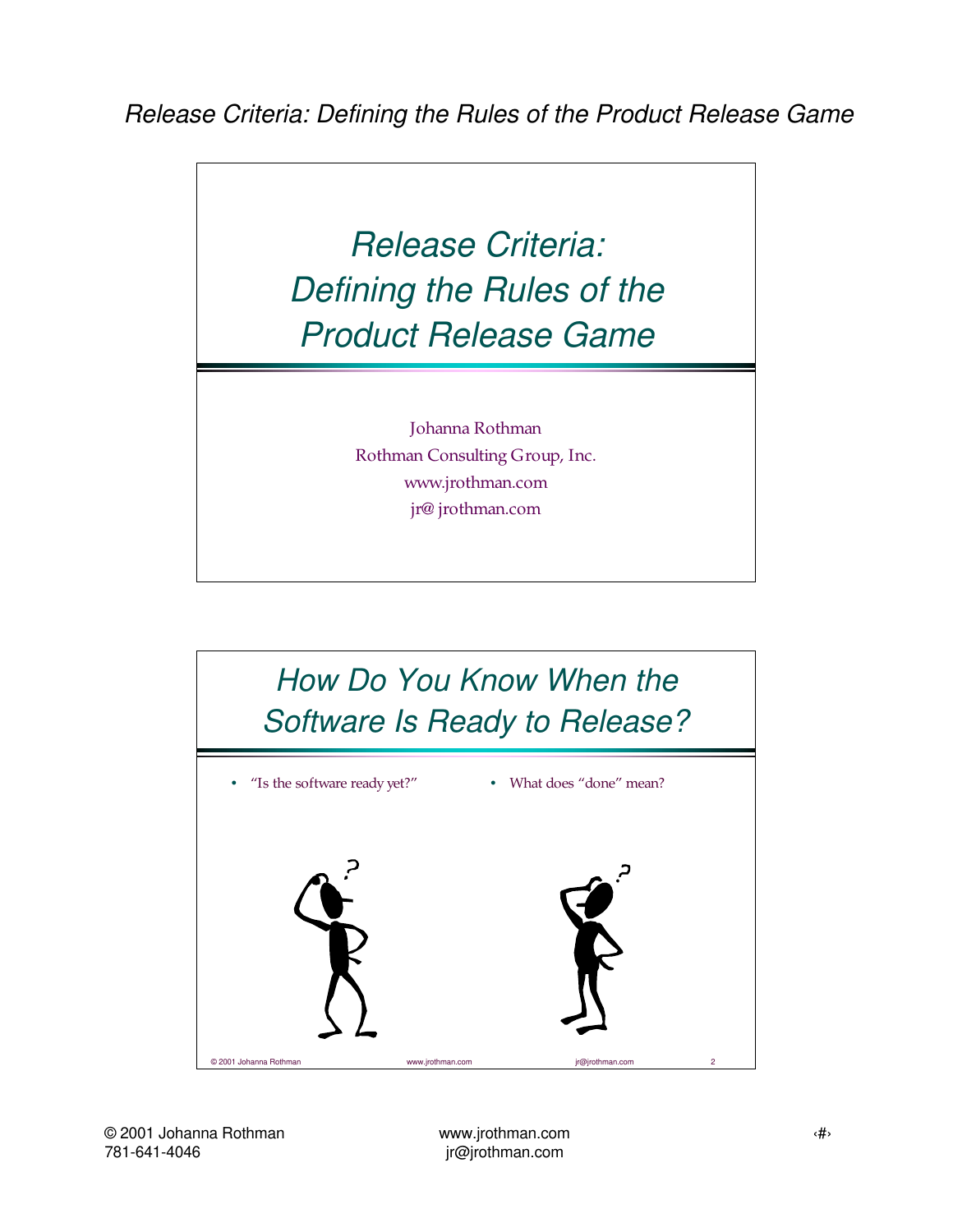# Release Criteria: Defining the Rules of the Product Release Game

## Release Criteria: Defining the Rules of the Product Release Game

Johanna Rothman
Rothman Consulting Group, Inc.
www.jrothman.com
jr@ jrothman.com

## How Do You Know When the Software Is Ready to Release?

- "Is the software ready yet?"
- What does "done" mean?

© 2001 Johanna Rothman www.jrothman.com jr@jrothman.com 2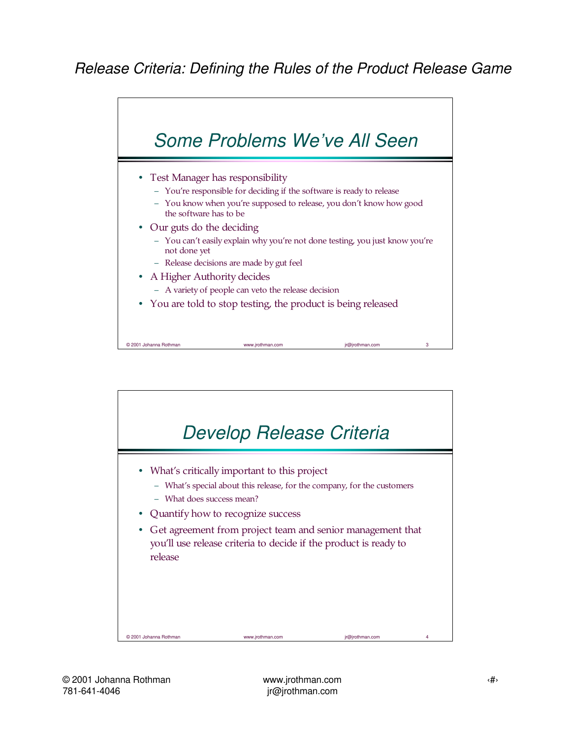## Some Problems We've All Seen

- Test Manager has responsibility
  - You're responsible for deciding if the software is ready to release
  - You know when you're supposed to release, you don't know how good the software has to be
- Our guts do the deciding
  - You can't easily explain why you're not done testing, you just know you're not done yet
  - Release decisions are made by gut feel
- A Higher Authority decides
  - A variety of people can veto the release decision
- You are told to stop testing, the product is being released

## Develop Release Criteria

- What's critically important to this project
  - What's special about this release, for the company, for the customers
  - What does success mean?
- Quantify how to recognize success
- Get agreement from project team and senior management that you'll use release criteria to decide if the product is ready to release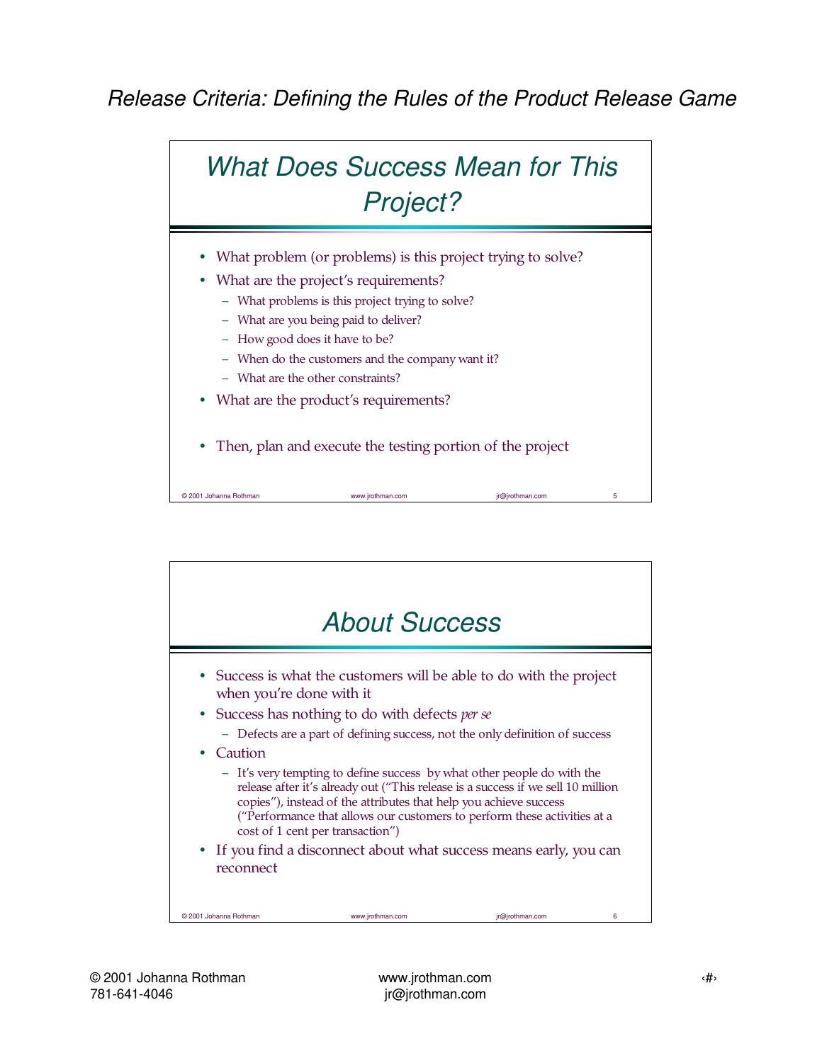## What Does Success Mean for This Project?

- What problem (or problems) is this project trying to solve?
- What are the project's requirements?
  - What problems is this project trying to solve?
  - What are you being paid to deliver?
  - How good does it have to be?
  - When do the customers and the company want it?
  - What are the other constraints?
- What are the product's requirements?

- Then, plan and execute the testing portion of the project

## About Success

- Success is what the customers will be able to do with the project when you're done with it
- Success has nothing to do with defects *per se*
  - Defects are a part of defining success, not the only definition of success
- Caution
  - It's very tempting to define success by what other people do with the release after it's already out ("This release is a success if we sell 10 million copies"), instead of the attributes that help you achieve success ("Performance that allows our customers to perform these activities at a cost of 1 cent per transaction")
- If you find a disconnect about what success means early, you can reconnect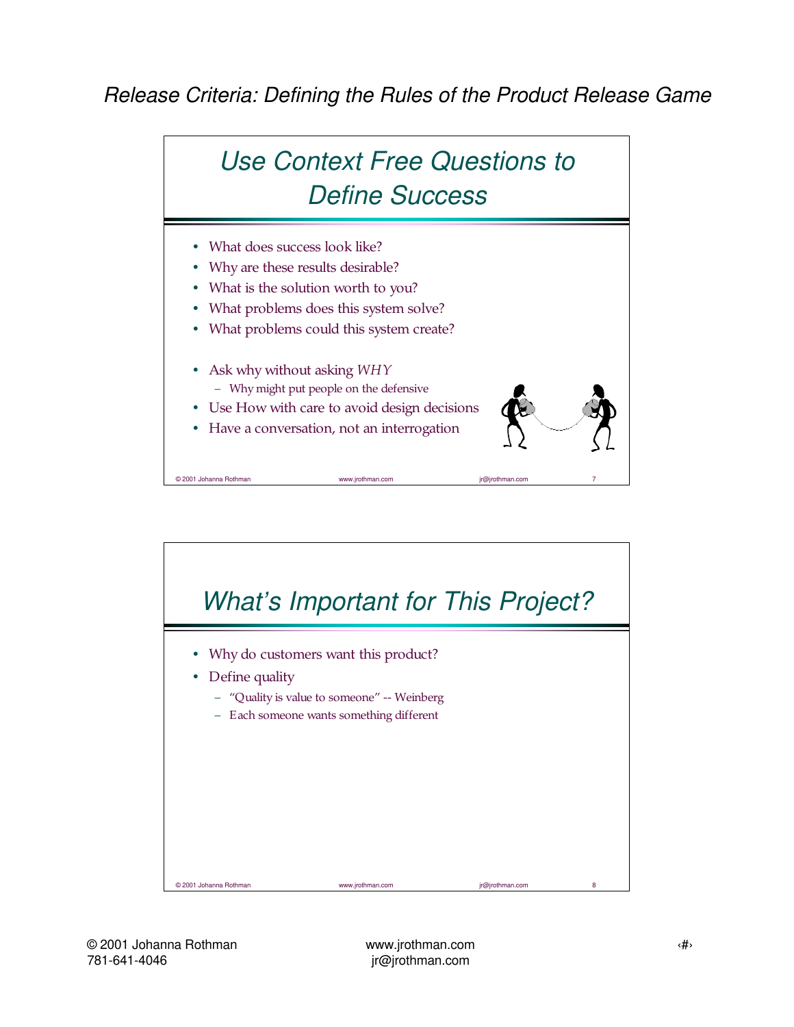## Use Context Free Questions to Define Success

- What does success look like?
- Why are these results desirable?
- What is the solution worth to you?
- What problems does this system solve?
- What problems could this system create?

- Ask why without asking *WHY*
  - Why might put people on the defensive
- Use How with care to avoid design decisions
- Have a conversation, not an interrogation

## What's Important for This Project?

- Why do customers want this product?
- Define quality
  - "Quality is value to someone" -- Weinberg
  - Each someone wants something different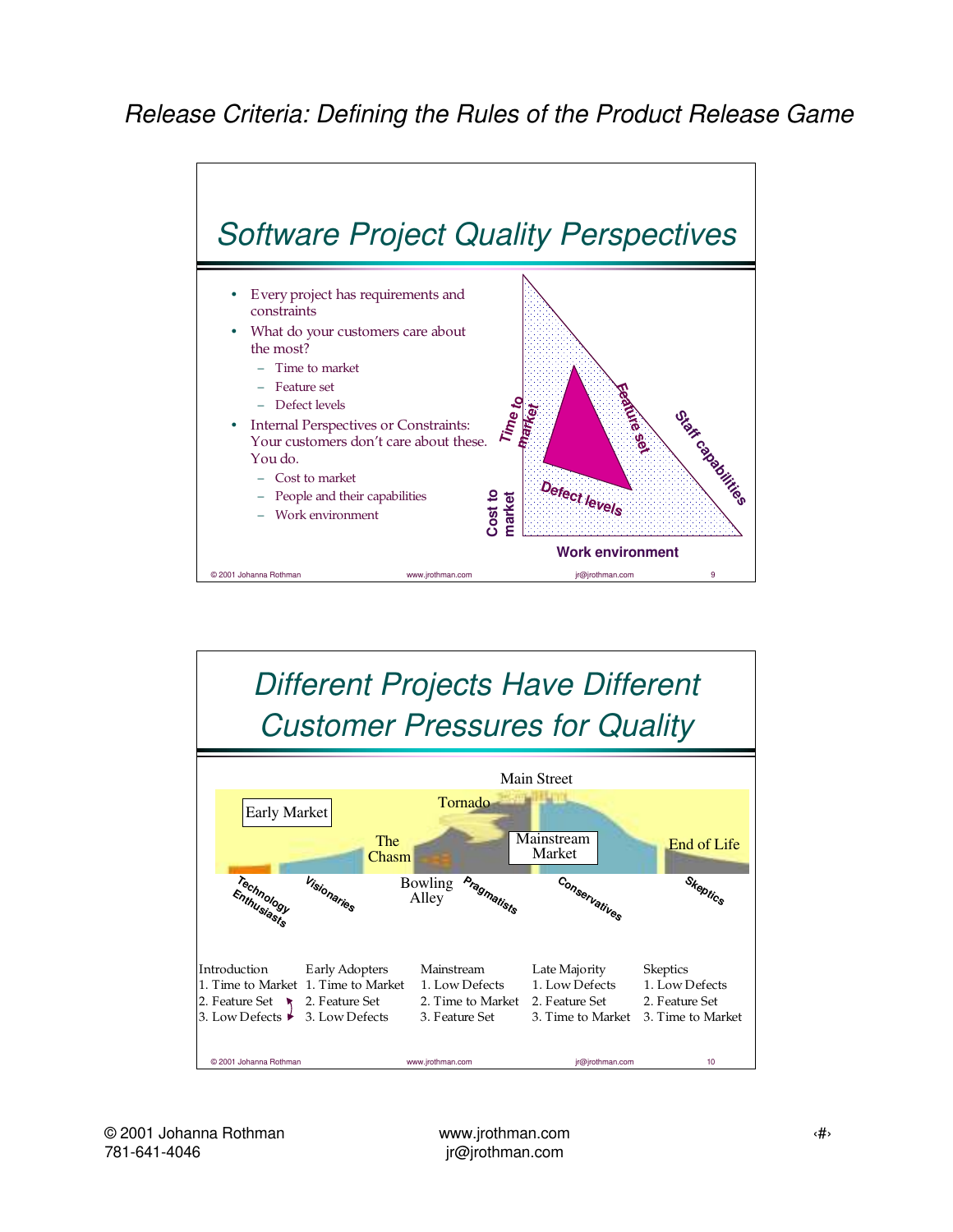# Software Project Quality Perspectives

- Every project has requirements and constraints
- What do your customers care about the most?
  - Time to market
  - Feature set
  - Defect levels
- Internal Perspectives or Constraints: Your customers don't care about these. You do.
  - Cost to market
  - People and their capabilities
  - Work environment

Time to market | Feature set | Defect levels | Cost to market | Staff capabilities | Work environment

# Different Projects Have Different Customer Pressures for Quality

Main Street

Early Market | Tornado | The Chasm | Mainstream Market | End of Life | Bowling Alley

Technology Enthusiasts | Visionaries | Pragmatists | Conservatives | Skeptics

| Introduction | Early Adopters | Mainstream | Late Majority | Skeptics |
|---|---|---|---|---|
| 1. Time to Market | 1. Time to Market | 1. Low Defects | 1. Low Defects | 1. Low Defects |
| 2. Feature Set | 2. Feature Set | 2. Time to Market | 2. Feature Set | 2. Feature Set |
| 3. Low Defects | 3. Low Defects | 3. Feature Set | 3. Time to Market | 3. Time to Market |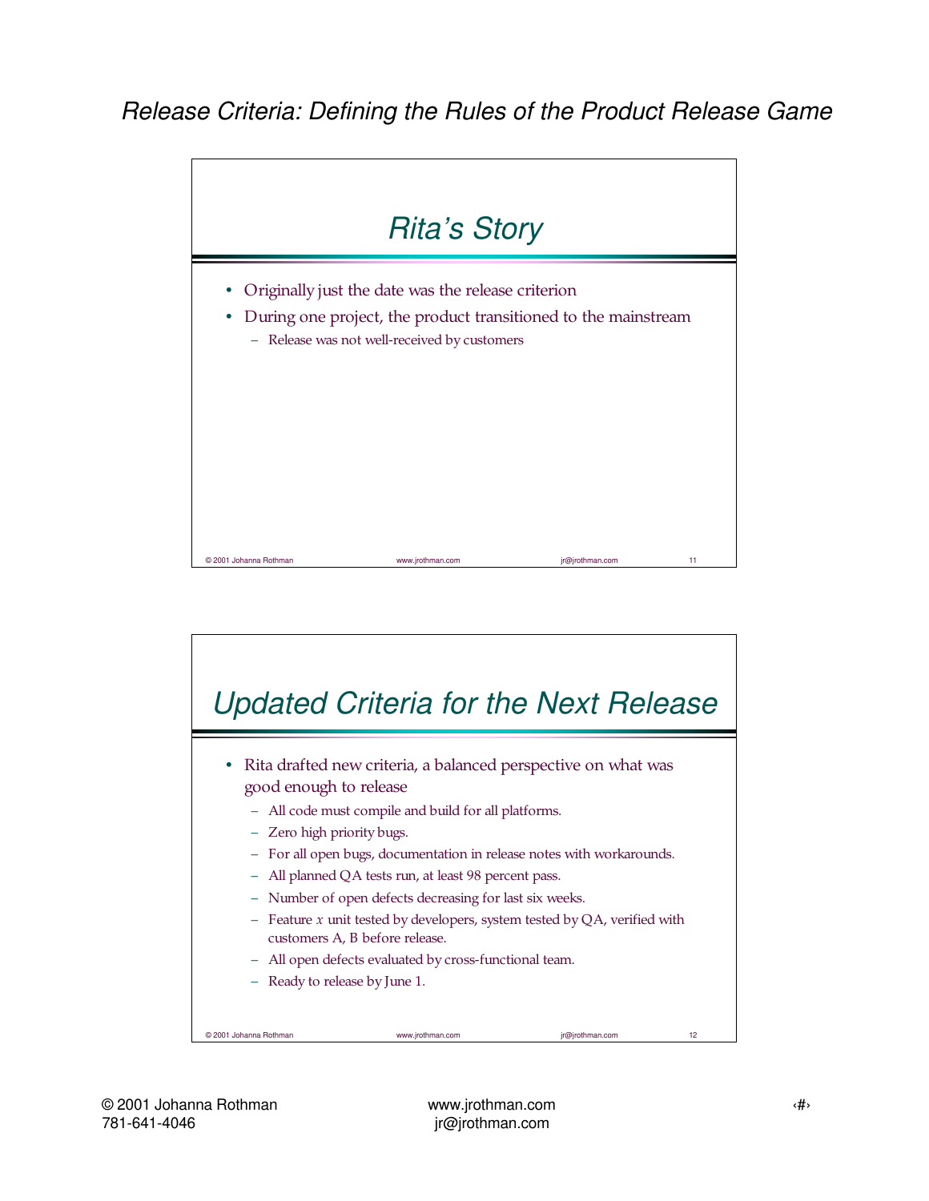## Rita's Story

- Originally just the date was the release criterion
- During one project, the product transitioned to the mainstream
  - Release was not well-received by customers

## Updated Criteria for the Next Release

- Rita drafted new criteria, a balanced perspective on what was good enough to release
  - All code must compile and build for all platforms.
  - Zero high priority bugs.
  - For all open bugs, documentation in release notes with workarounds.
  - All planned QA tests run, at least 98 percent pass.
  - Number of open defects decreasing for last six weeks.
  - Feature *x* unit tested by developers, system tested by QA, verified with customers A, B before release.
  - All open defects evaluated by cross-functional team.
  - Ready to release by June 1.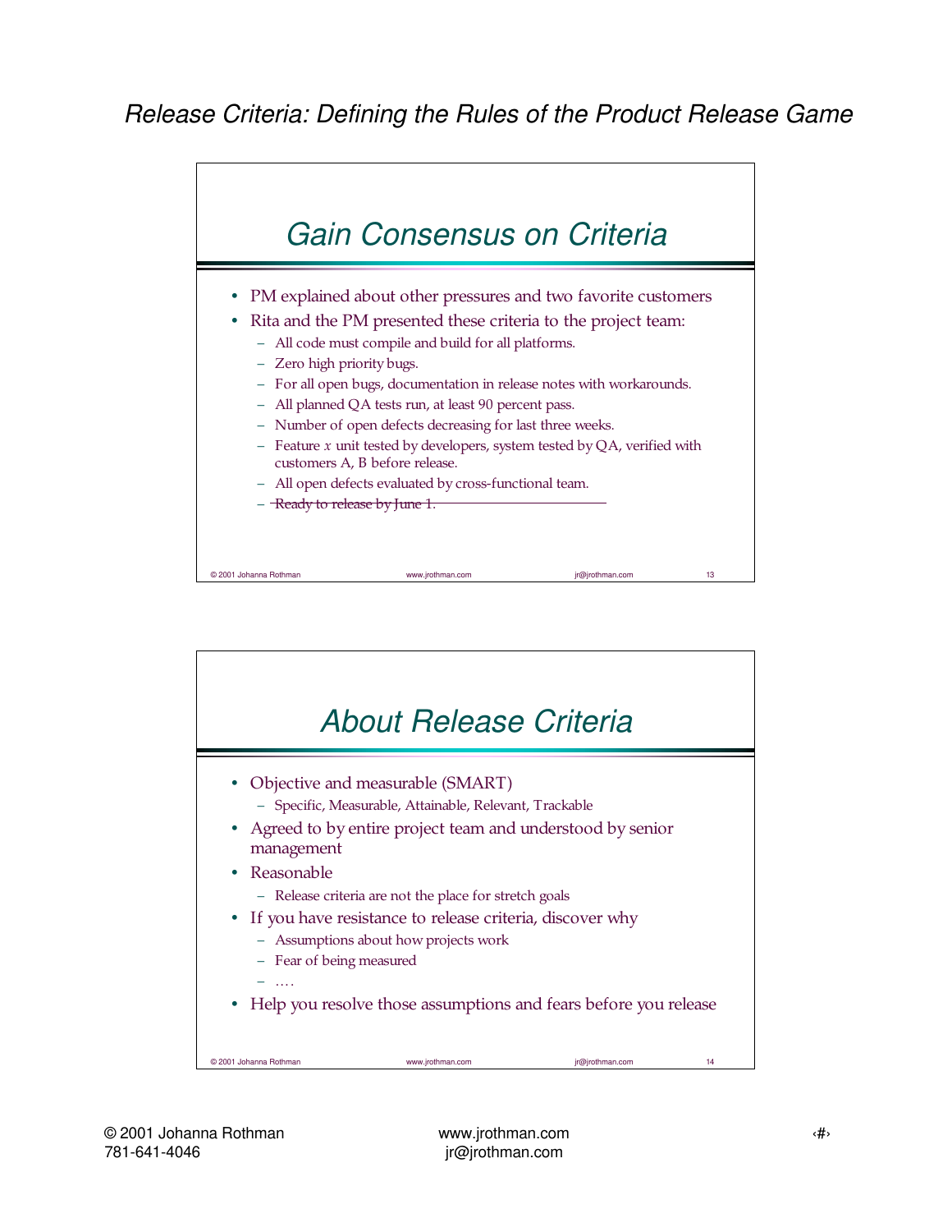## Gain Consensus on Criteria

- PM explained about other pressures and two favorite customers
- Rita and the PM presented these criteria to the project team:
  - All code must compile and build for all platforms.
  - Zero high priority bugs.
  - For all open bugs, documentation in release notes with workarounds.
  - All planned QA tests run, at least 90 percent pass.
  - Number of open defects decreasing for last three weeks.
  - Feature *x* unit tested by developers, system tested by QA, verified with customers A, B before release.
  - All open defects evaluated by cross-functional team.
  - ~~Ready to release by June 1.~~

## About Release Criteria

- Objective and measurable (SMART)
  - Specific, Measurable, Attainable, Relevant, Trackable
- Agreed to by entire project team and understood by senior management
- Reasonable
  - Release criteria are not the place for stretch goals
- If you have resistance to release criteria, discover why
  - Assumptions about how projects work
  - Fear of being measured
  - ….
- Help you resolve those assumptions and fears before you release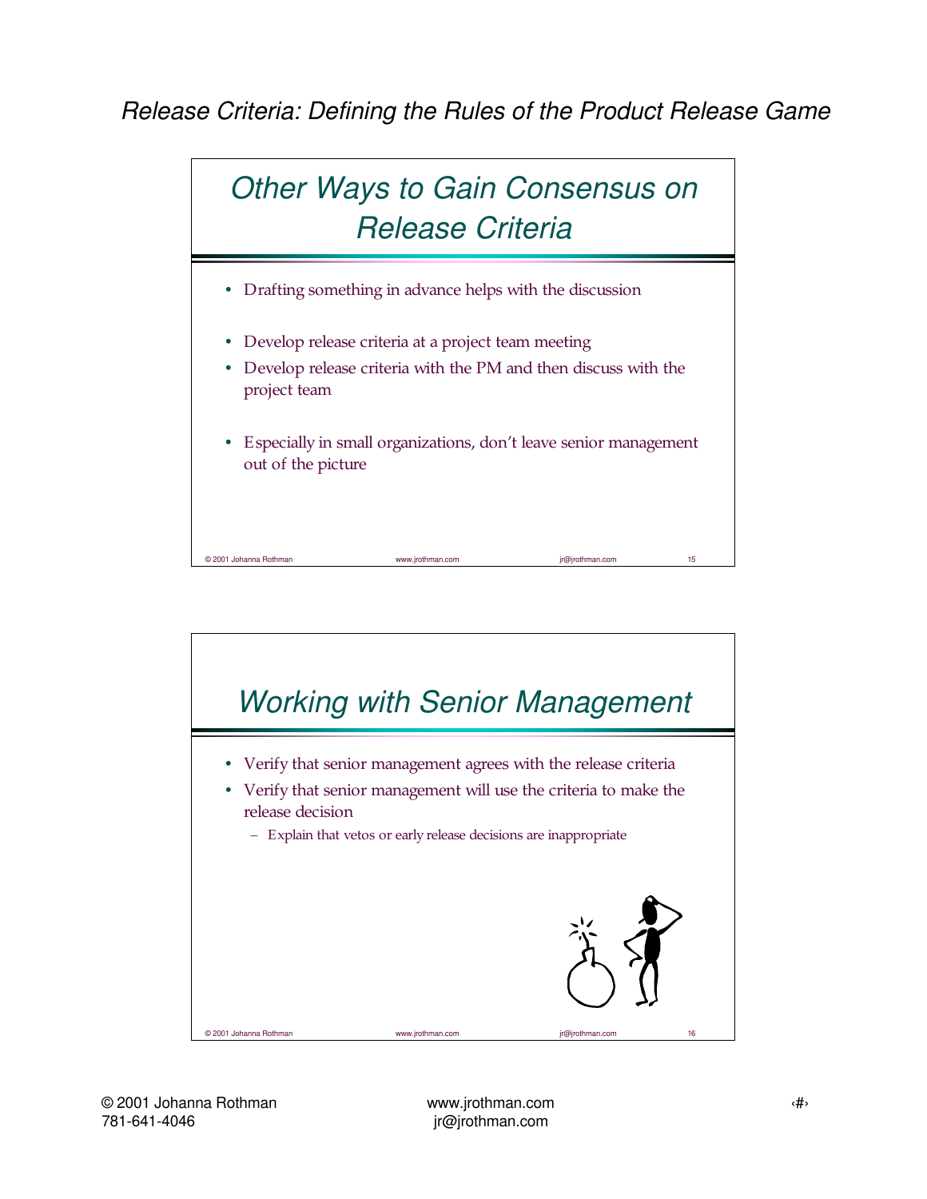## Other Ways to Gain Consensus on Release Criteria

- Drafting something in advance helps with the discussion
- Develop release criteria at a project team meeting
- Develop release criteria with the PM and then discuss with the project team
- Especially in small organizations, don't leave senior management out of the picture

## Working with Senior Management

- Verify that senior management agrees with the release criteria
- Verify that senior management will use the criteria to make the release decision
  - Explain that vetos or early release decisions are inappropriate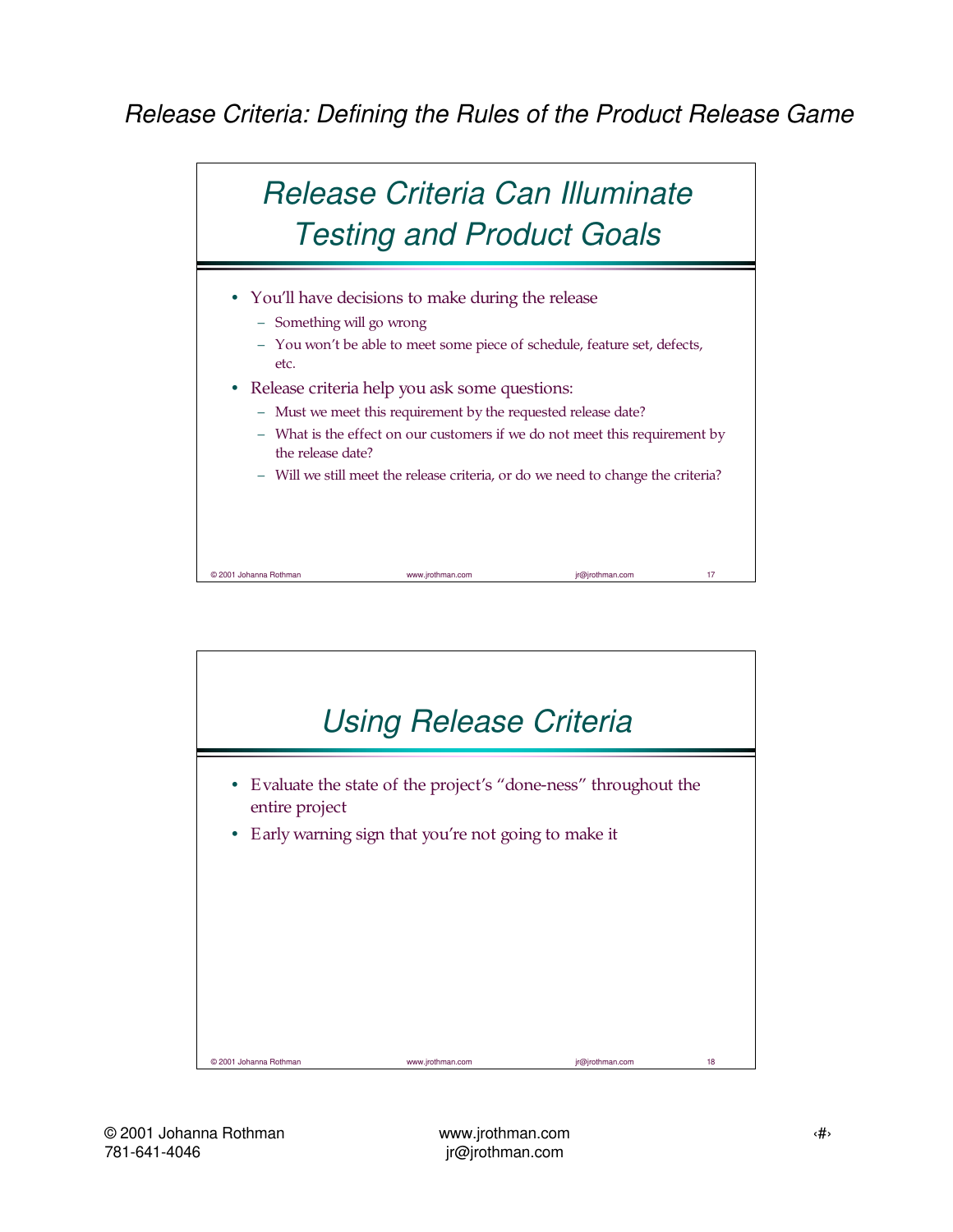## Release Criteria Can Illuminate Testing and Product Goals

- You'll have decisions to make during the release
  - Something will go wrong
  - You won't be able to meet some piece of schedule, feature set, defects, etc.
- Release criteria help you ask some questions:
  - Must we meet this requirement by the requested release date?
  - What is the effect on our customers if we do not meet this requirement by the release date?
  - Will we still meet the release criteria, or do we need to change the criteria?

## Using Release Criteria

- Evaluate the state of the project's "done-ness" throughout the entire project
- Early warning sign that you're not going to make it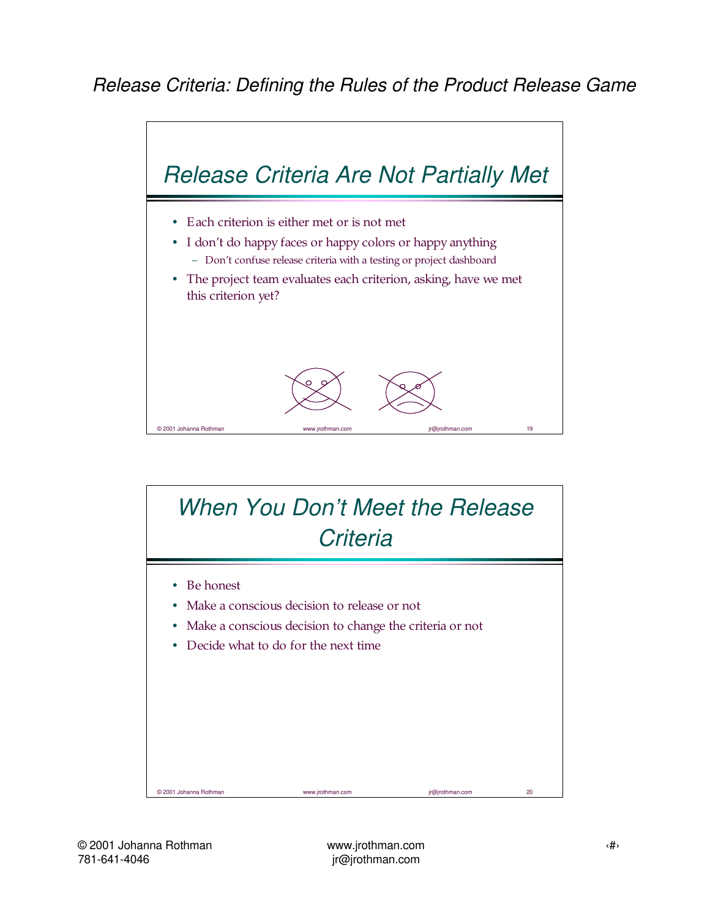## Release Criteria Are Not Partially Met

- Each criterion is either met or is not met
- I don't do happy faces or happy colors or happy anything
  - Don't confuse release criteria with a testing or project dashboard
- The project team evaluates each criterion, asking, have we met this criterion yet?

## When You Don't Meet the Release Criteria

- Be honest
- Make a conscious decision to release or not
- Make a conscious decision to change the criteria or not
- Decide what to do for the next time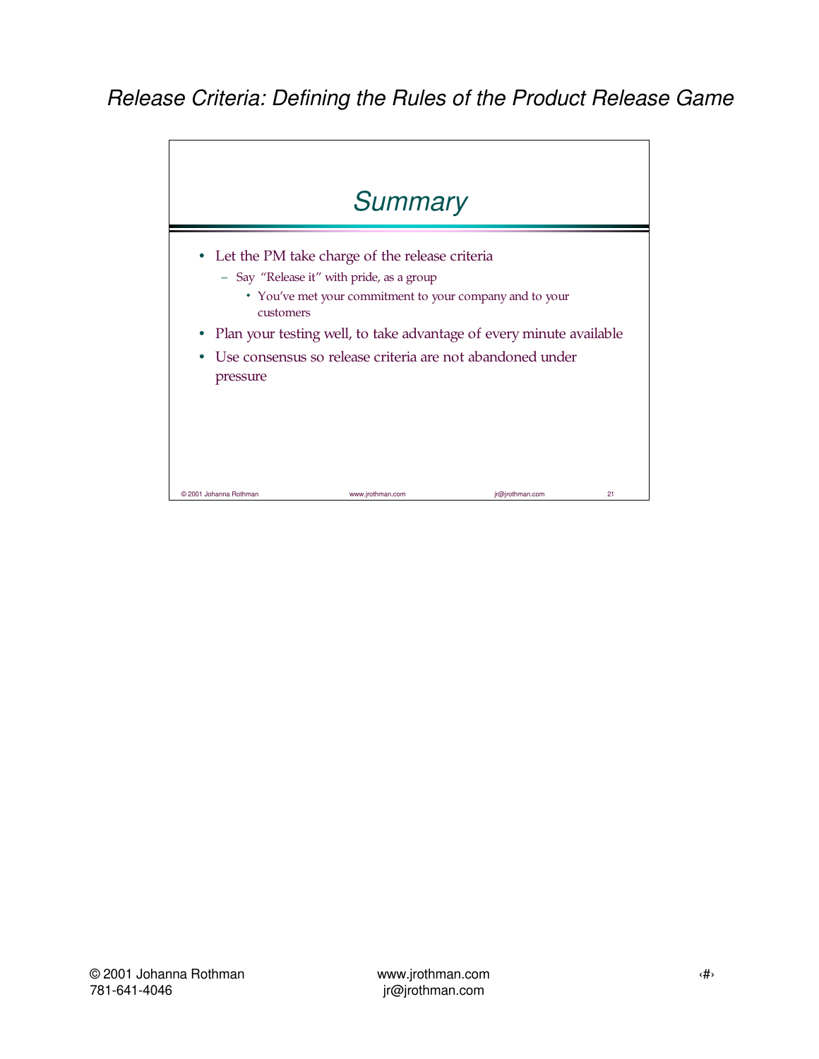## Summary

- Let the PM take charge of the release criteria
  - Say "Release it" with pride, as a group
    - You've met your commitment to your company and to your customers
- Plan your testing well, to take advantage of every minute available
- Use consensus so release criteria are not abandoned under pressure